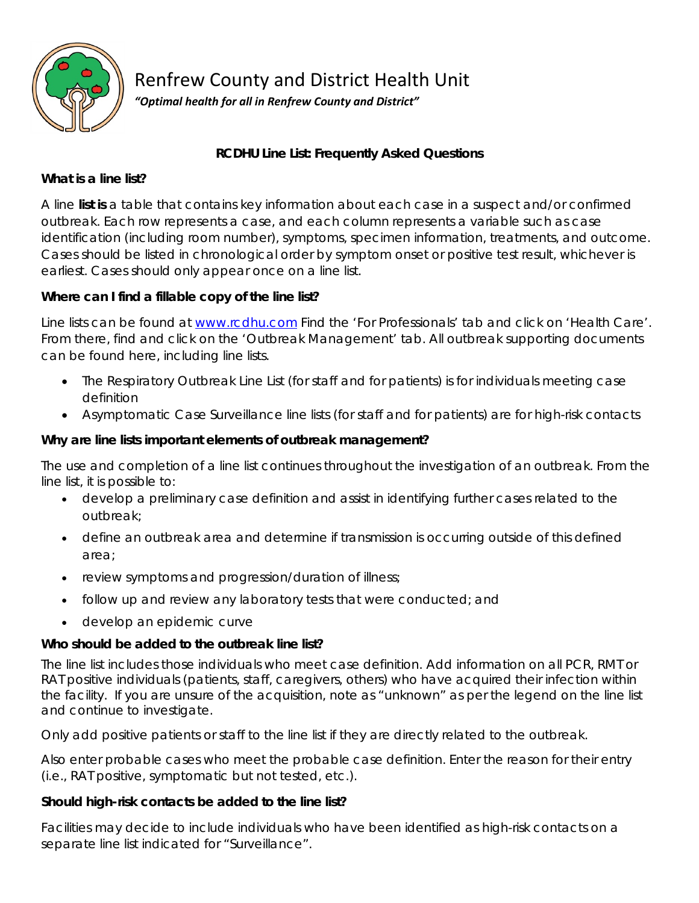Renfrew County and District Health Unit

*"Optimal health for all in Renfrew County and District"*

**RCDHU Line List: Frequently Asked Questions**

**What is a line list?**

A line **list is** a table that contains key information about each case in a suspect and/or confirmed outbreak. Each row represents a case, and each column represents a variable such as case identification (including room number), symptoms, specimen information, treatments, and outcome. Cases should be listed in chronological order by symptom onset or positive test result, whichever is earliest. Cases should only appear once on a line list.

**Where can I find a fillable copy of the line list?**

Line lists can be found at [www.rcdhu.com](www.rcdhu.com) Find the 'For Professionals' tab and click on 'Health Care'. From there, find and click on the 'Outbreak Management' tab. All outbreak supporting documents can be found here, including line lists.

- The Respiratory Outbreak Line List (for staff and for patients) is for individuals meeting case definition
- Asymptomatic Case Surveillance line lists (for staff and for patients) are for high-risk contacts

**Why are line lists important elements of outbreak management?**

The use and completion of a line list continues throughout the investigation of an outbreak. From the line list, it is possible to:

- develop a preliminary case definition and assist in identifying further cases related to the outbreak;
- define an outbreak area and determine if transmission is occurring outside of this defined area;
- review symptoms and progression/duration of illness;
- follow up and review any laboratory tests that were conducted; and
- develop an epidemic curve

**Who should be added to the outbreak line list?**

The line list includes those individuals who meet case definition. Add information on all PCR, RMT or RAT positive individuals (patients, staff, caregivers, others) who have acquired their infection within the facility. If you are unsure of the acquisition, note as "unknown" as per the legend on the line list and continue to investigate.

Only add positive patients or staff to the line list if they are directly related to the outbreak.

Also enter probable cases who meet the probable case definition. Enter the reason for their entry (i.e., RAT positive, symptomatic but not tested, etc.).

**Should high-risk contacts be added to the line list?**

Facilities may decide to include individuals who have been identified as high-risk contacts on a separate line list indicated for "Surveillance".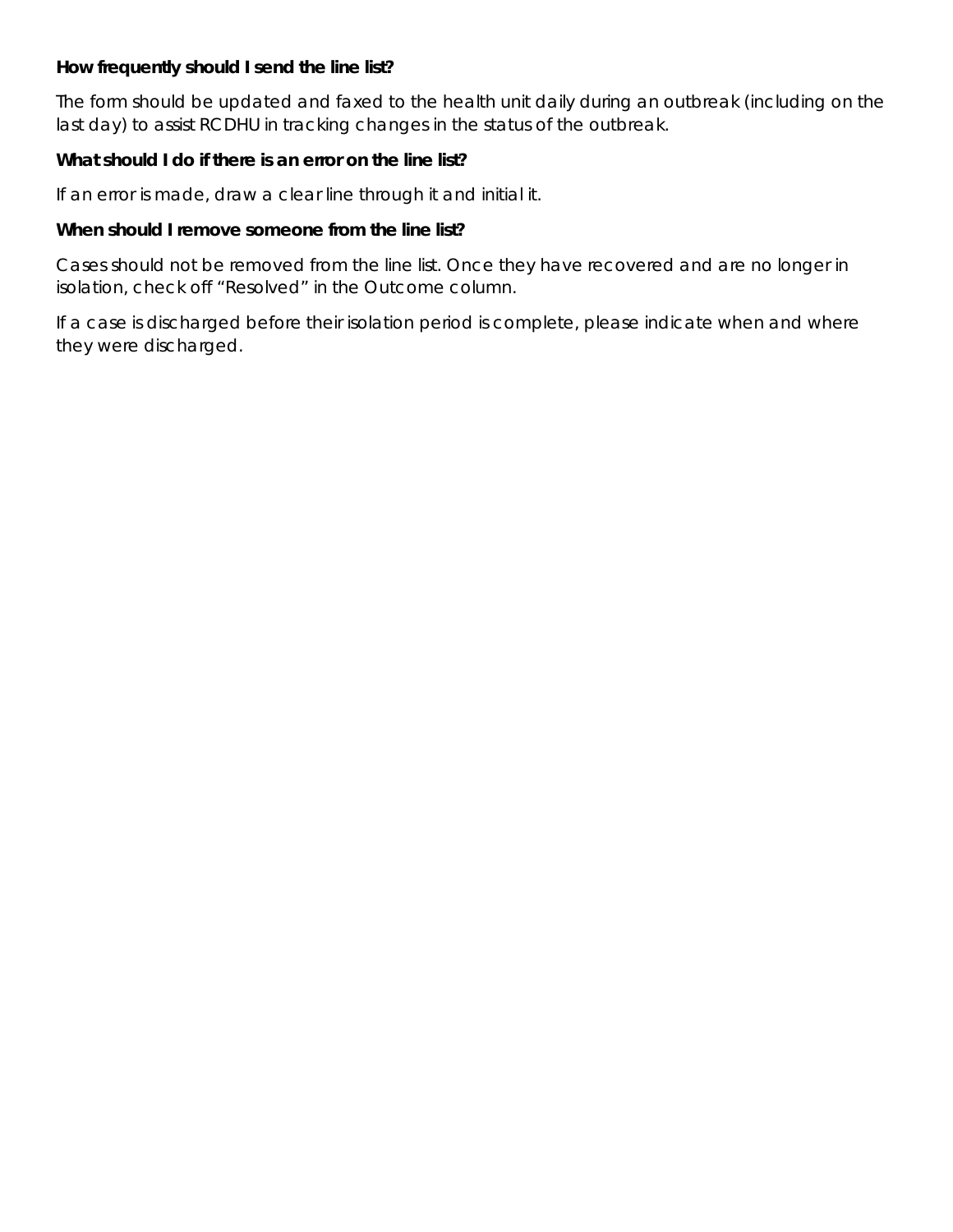**How frequently should I send the line list?**

The form should be updated and faxed to the health unit daily during an outbreak (including on the last day) to assist RCDHU in tracking changes in the status of the outbreak.

**What should I do if there is an error on the line list?**

If an error is made, draw a clear line through it and initial it.

**When should I remove someone from the line list?**

Cases should not be removed from the line list. Once they have recovered and are no longer in isolation, check off “Resolved” in the Outcome column.

If a case is discharged before their isolation period is complete, please indicate when and where they were discharged.